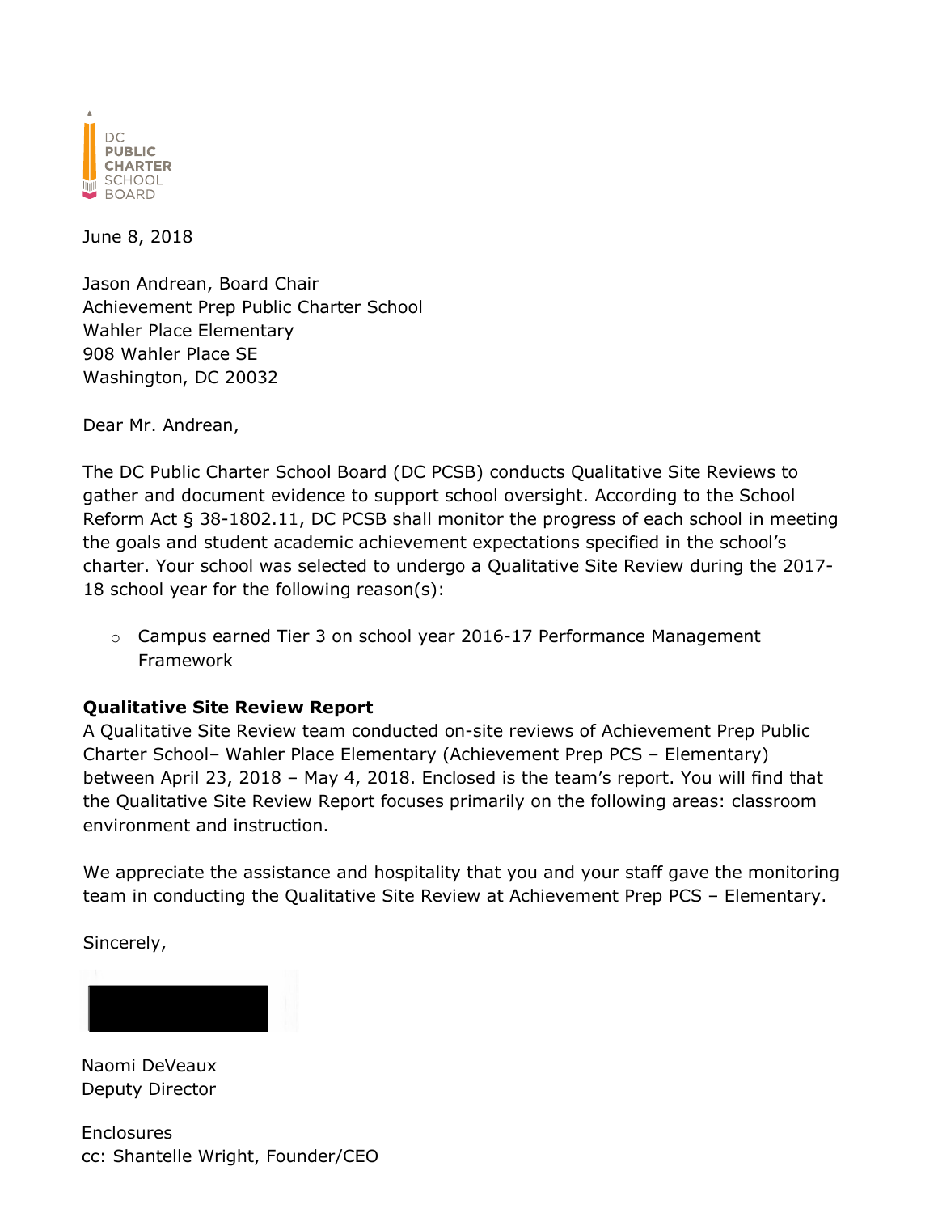DC PUBLIC CHARTER SCHOOL BOARD

June 8, 2018

Jason Andrean, Board Chair
Achievement Prep Public Charter School
Wahler Place Elementary
908 Wahler Place SE
Washington, DC 20032

Dear Mr. Andrean,

The DC Public Charter School Board (DC PCSB) conducts Qualitative Site Reviews to gather and document evidence to support school oversight. According to the School Reform Act § 38-1802.11, DC PCSB shall monitor the progress of each school in meeting the goals and student academic achievement expectations specified in the school's charter. Your school was selected to undergo a Qualitative Site Review during the 2017-18 school year for the following reason(s):

- Campus earned Tier 3 on school year 2016-17 Performance Management Framework

**Qualitative Site Review Report**

A Qualitative Site Review team conducted on-site reviews of Achievement Prep Public Charter School– Wahler Place Elementary (Achievement Prep PCS – Elementary) between April 23, 2018 – May 4, 2018. Enclosed is the team's report. You will find that the Qualitative Site Review Report focuses primarily on the following areas: classroom environment and instruction.

We appreciate the assistance and hospitality that you and your staff gave the monitoring team in conducting the Qualitative Site Review at Achievement Prep PCS – Elementary.

Sincerely,

Naomi DeVeaux
Deputy Director

Enclosures
cc: Shantelle Wright, Founder/CEO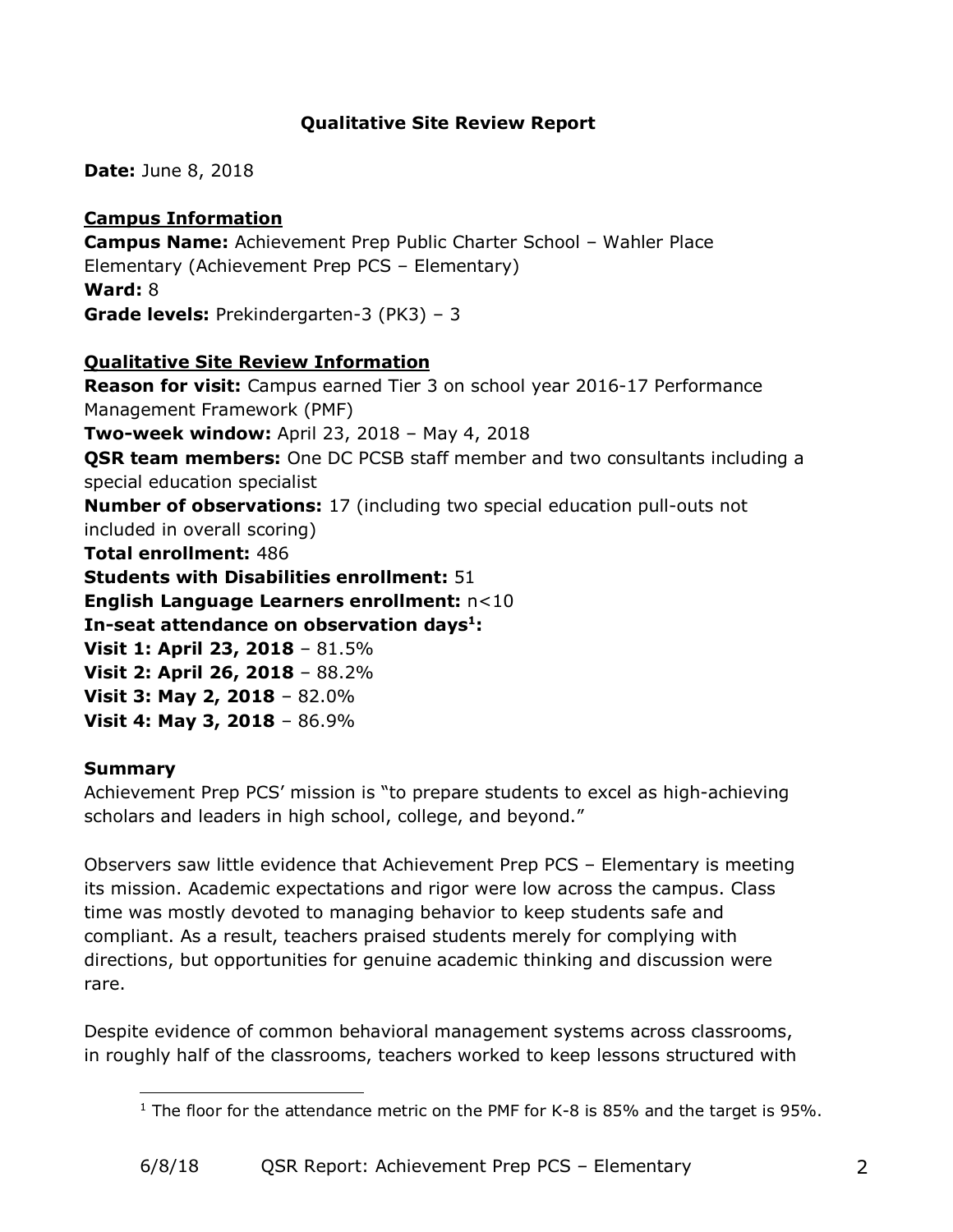# Qualitative Site Review Report

**Date:** June 8, 2018

**Campus Information**

**Campus Name:** Achievement Prep Public Charter School – Wahler Place Elementary (Achievement Prep PCS – Elementary)
**Ward:** 8
**Grade levels:** Prekindergarten-3 (PK3) – 3

**Qualitative Site Review Information**

**Reason for visit:** Campus earned Tier 3 on school year 2016-17 Performance Management Framework (PMF)
**Two-week window:** April 23, 2018 – May 4, 2018
**QSR team members:** One DC PCSB staff member and two consultants including a special education specialist
**Number of observations:** 17 (including two special education pull-outs not included in overall scoring)
**Total enrollment:** 486
**Students with Disabilities enrollment:** 51
**English Language Learners enrollment:** n<10
**In-seat attendance on observation days[1]:**
**Visit 1: April 23, 2018** – 81.5%
**Visit 2: April 26, 2018** – 88.2%
**Visit 3: May 2, 2018** – 82.0%
**Visit 4: May 3, 2018** – 86.9%

**Summary**

Achievement Prep PCS' mission is "to prepare students to excel as high-achieving scholars and leaders in high school, college, and beyond."

Observers saw little evidence that Achievement Prep PCS – Elementary is meeting its mission. Academic expectations and rigor were low across the campus. Class time was mostly devoted to managing behavior to keep students safe and compliant. As a result, teachers praised students merely for complying with directions, but opportunities for genuine academic thinking and discussion were rare.

Despite evidence of common behavioral management systems across classrooms, in roughly half of the classrooms, teachers worked to keep lessons structured with

[1] The floor for the attendance metric on the PMF for K-8 is 85% and the target is 95%.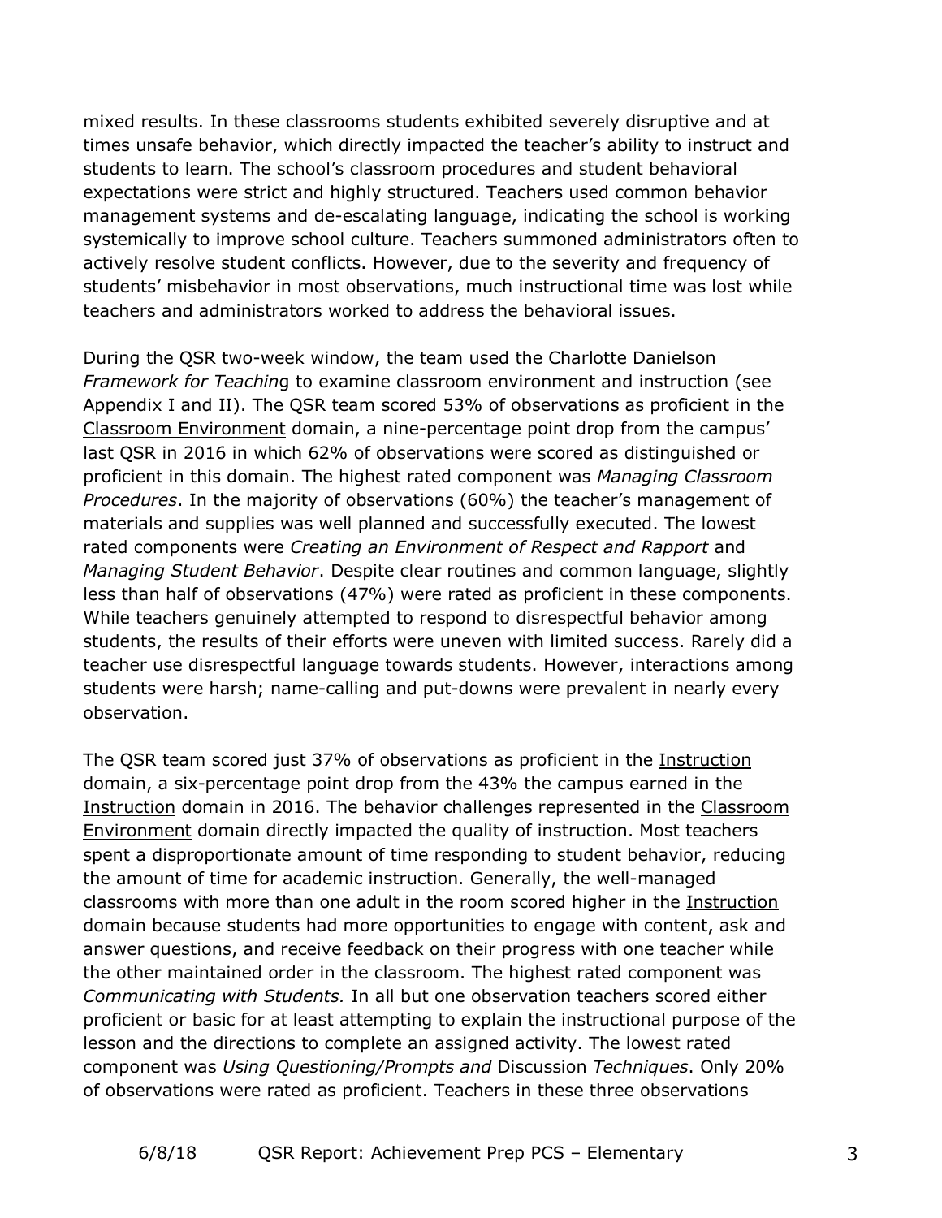mixed results. In these classrooms students exhibited severely disruptive and at times unsafe behavior, which directly impacted the teacher's ability to instruct and students to learn. The school's classroom procedures and student behavioral expectations were strict and highly structured. Teachers used common behavior management systems and de-escalating language, indicating the school is working systemically to improve school culture. Teachers summoned administrators often to actively resolve student conflicts. However, due to the severity and frequency of students' misbehavior in most observations, much instructional time was lost while teachers and administrators worked to address the behavioral issues.

During the QSR two-week window, the team used the Charlotte Danielson *Framework for Teaching* to examine classroom environment and instruction (see Appendix I and II). The QSR team scored 53% of observations as proficient in the Classroom Environment domain, a nine-percentage point drop from the campus' last QSR in 2016 in which 62% of observations were scored as distinguished or proficient in this domain. The highest rated component was *Managing Classroom Procedures*. In the majority of observations (60%) the teacher's management of materials and supplies was well planned and successfully executed. The lowest rated components were *Creating an Environment of Respect and Rapport* and *Managing Student Behavior*. Despite clear routines and common language, slightly less than half of observations (47%) were rated as proficient in these components. While teachers genuinely attempted to respond to disrespectful behavior among students, the results of their efforts were uneven with limited success. Rarely did a teacher use disrespectful language towards students. However, interactions among students were harsh; name-calling and put-downs were prevalent in nearly every observation.

The QSR team scored just 37% of observations as proficient in the Instruction domain, a six-percentage point drop from the 43% the campus earned in the Instruction domain in 2016. The behavior challenges represented in the Classroom Environment domain directly impacted the quality of instruction. Most teachers spent a disproportionate amount of time responding to student behavior, reducing the amount of time for academic instruction. Generally, the well-managed classrooms with more than one adult in the room scored higher in the Instruction domain because students had more opportunities to engage with content, ask and answer questions, and receive feedback on their progress with one teacher while the other maintained order in the classroom. The highest rated component was *Communicating with Students.* In all but one observation teachers scored either proficient or basic for at least attempting to explain the instructional purpose of the lesson and the directions to complete an assigned activity. The lowest rated component was *Using Questioning/Prompts and* Discussion *Techniques*. Only 20% of observations were rated as proficient. Teachers in these three observations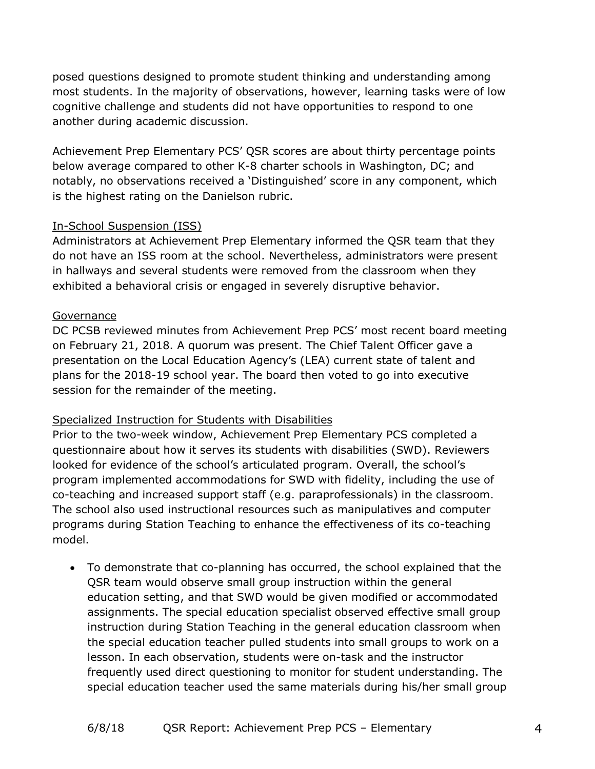posed questions designed to promote student thinking and understanding among most students. In the majority of observations, however, learning tasks were of low cognitive challenge and students did not have opportunities to respond to one another during academic discussion.

Achievement Prep Elementary PCS' QSR scores are about thirty percentage points below average compared to other K-8 charter schools in Washington, DC; and notably, no observations received a 'Distinguished' score in any component, which is the highest rating on the Danielson rubric.

<u>In-School Suspension (ISS)</u>

Administrators at Achievement Prep Elementary informed the QSR team that they do not have an ISS room at the school. Nevertheless, administrators were present in hallways and several students were removed from the classroom when they exhibited a behavioral crisis or engaged in severely disruptive behavior.

<u>Governance</u>

DC PCSB reviewed minutes from Achievement Prep PCS' most recent board meeting on February 21, 2018. A quorum was present. The Chief Talent Officer gave a presentation on the Local Education Agency's (LEA) current state of talent and plans for the 2018-19 school year. The board then voted to go into executive session for the remainder of the meeting.

<u>Specialized Instruction for Students with Disabilities</u>

Prior to the two-week window, Achievement Prep Elementary PCS completed a questionnaire about how it serves its students with disabilities (SWD). Reviewers looked for evidence of the school's articulated program. Overall, the school's program implemented accommodations for SWD with fidelity, including the use of co-teaching and increased support staff (e.g. paraprofessionals) in the classroom. The school also used instructional resources such as manipulatives and computer programs during Station Teaching to enhance the effectiveness of its co-teaching model.

- To demonstrate that co-planning has occurred, the school explained that the QSR team would observe small group instruction within the general education setting, and that SWD would be given modified or accommodated assignments. The special education specialist observed effective small group instruction during Station Teaching in the general education classroom when the special education teacher pulled students into small groups to work on a lesson. In each observation, students were on-task and the instructor frequently used direct questioning to monitor for student understanding. The special education teacher used the same materials during his/her small group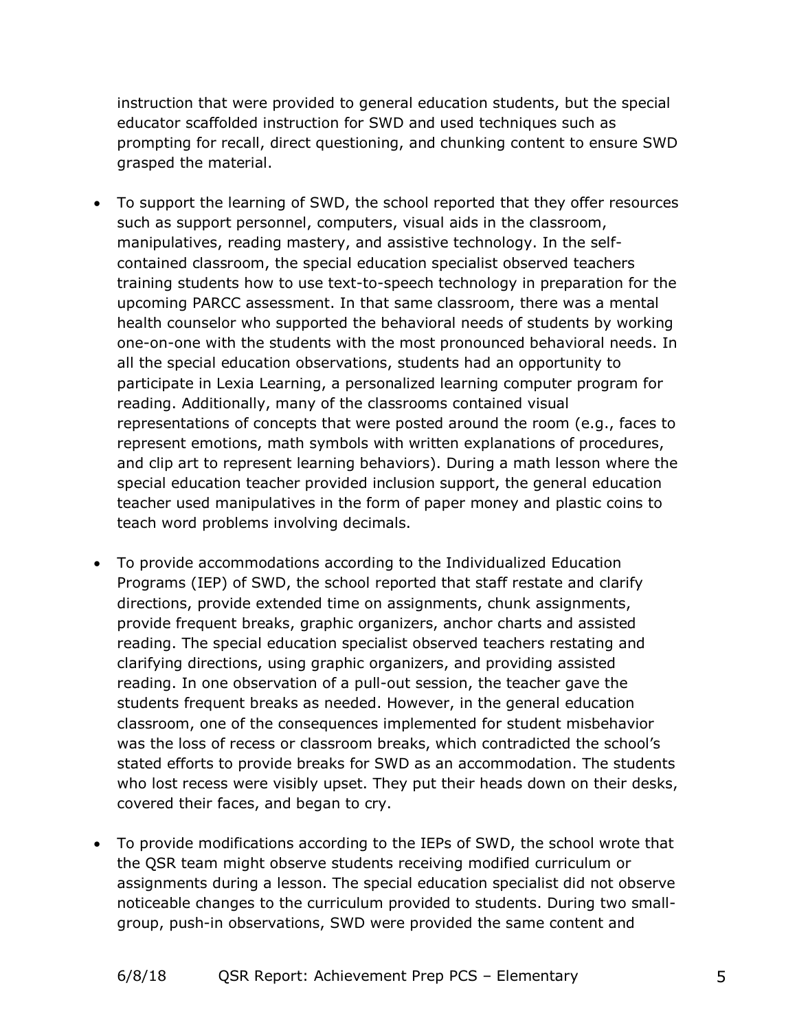instruction that were provided to general education students, but the special educator scaffolded instruction for SWD and used techniques such as prompting for recall, direct questioning, and chunking content to ensure SWD grasped the material.

- To support the learning of SWD, the school reported that they offer resources such as support personnel, computers, visual aids in the classroom, manipulatives, reading mastery, and assistive technology. In the self-contained classroom, the special education specialist observed teachers training students how to use text-to-speech technology in preparation for the upcoming PARCC assessment. In that same classroom, there was a mental health counselor who supported the behavioral needs of students by working one-on-one with the students with the most pronounced behavioral needs. In all the special education observations, students had an opportunity to participate in Lexia Learning, a personalized learning computer program for reading. Additionally, many of the classrooms contained visual representations of concepts that were posted around the room (e.g., faces to represent emotions, math symbols with written explanations of procedures, and clip art to represent learning behaviors). During a math lesson where the special education teacher provided inclusion support, the general education teacher used manipulatives in the form of paper money and plastic coins to teach word problems involving decimals.

- To provide accommodations according to the Individualized Education Programs (IEP) of SWD, the school reported that staff restate and clarify directions, provide extended time on assignments, chunk assignments, provide frequent breaks, graphic organizers, anchor charts and assisted reading. The special education specialist observed teachers restating and clarifying directions, using graphic organizers, and providing assisted reading. In one observation of a pull-out session, the teacher gave the students frequent breaks as needed. However, in the general education classroom, one of the consequences implemented for student misbehavior was the loss of recess or classroom breaks, which contradicted the school's stated efforts to provide breaks for SWD as an accommodation. The students who lost recess were visibly upset. They put their heads down on their desks, covered their faces, and began to cry.

- To provide modifications according to the IEPs of SWD, the school wrote that the QSR team might observe students receiving modified curriculum or assignments during a lesson. The special education specialist did not observe noticeable changes to the curriculum provided to students. During two small-group, push-in observations, SWD were provided the same content and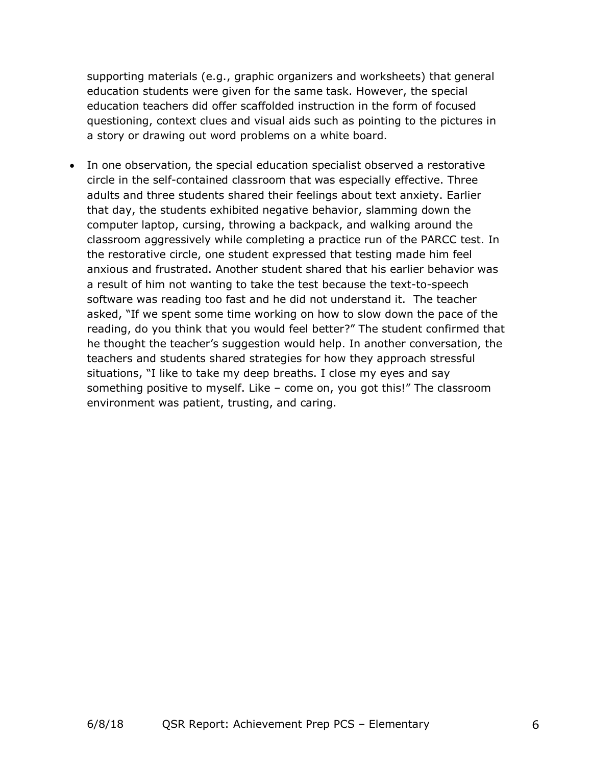supporting materials (e.g., graphic organizers and worksheets) that general education students were given for the same task. However, the special education teachers did offer scaffolded instruction in the form of focused questioning, context clues and visual aids such as pointing to the pictures in a story or drawing out word problems on a white board.

- In one observation, the special education specialist observed a restorative circle in the self-contained classroom that was especially effective. Three adults and three students shared their feelings about text anxiety. Earlier that day, the students exhibited negative behavior, slamming down the computer laptop, cursing, throwing a backpack, and walking around the classroom aggressively while completing a practice run of the PARCC test. In the restorative circle, one student expressed that testing made him feel anxious and frustrated. Another student shared that his earlier behavior was a result of him not wanting to take the test because the text-to-speech software was reading too fast and he did not understand it. The teacher asked, "If we spent some time working on how to slow down the pace of the reading, do you think that you would feel better?" The student confirmed that he thought the teacher's suggestion would help. In another conversation, the teachers and students shared strategies for how they approach stressful situations, "I like to take my deep breaths. I close my eyes and say something positive to myself. Like – come on, you got this!" The classroom environment was patient, trusting, and caring.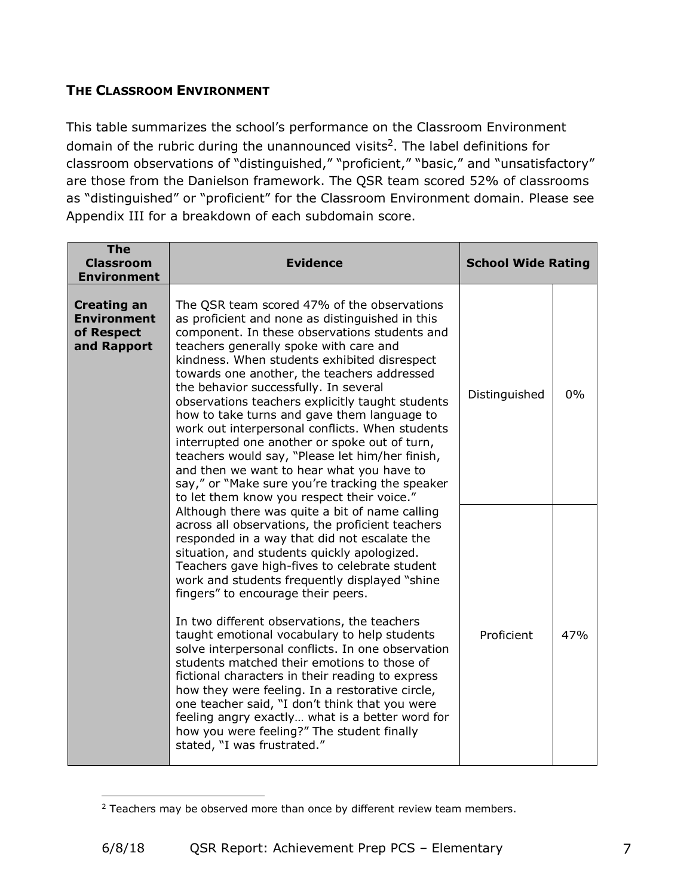### THE CLASSROOM ENVIRONMENT

This table summarizes the school's performance on the Classroom Environment domain of the rubric during the unannounced visits[2]. The label definitions for classroom observations of "distinguished," "proficient," "basic," and "unsatisfactory" are those from the Danielson framework. The QSR team scored 52% of classrooms as "distinguished" or "proficient" for the Classroom Environment domain. Please see Appendix III for a breakdown of each subdomain score.

| The Classroom Environment | Evidence | School Wide Rating | |
|---|---|---|---|
| **Creating an Environment of Respect and Rapport** | The QSR team scored 47% of the observations as proficient and none as distinguished in this component. In these observations students and teachers generally spoke with care and kindness. When students exhibited disrespect towards one another, the teachers addressed the behavior successfully. In several observations teachers explicitly taught students how to take turns and gave them language to work out interpersonal conflicts. When students interrupted one another or spoke out of turn, teachers would say, "Please let him/her finish, and then we want to hear what you have to say," or "Make sure you're tracking the speaker to let them know you respect their voice." Although there was quite a bit of name calling across all observations, the proficient teachers responded in a way that did not escalate the situation, and students quickly apologized. Teachers gave high-fives to celebrate student work and students frequently displayed "shine fingers" to encourage their peers.<br><br>In two different observations, the teachers taught emotional vocabulary to help students solve interpersonal conflicts. In one observation students matched their emotions to those of fictional characters in their reading to express how they were feeling. In a restorative circle, one teacher said, "I don't think that you were feeling angry exactly… what is a better word for how you were feeling?" The student finally stated, "I was frustrated." | Distinguished | 0% |
| | | Proficient | 47% |

[2] Teachers may be observed more than once by different review team members.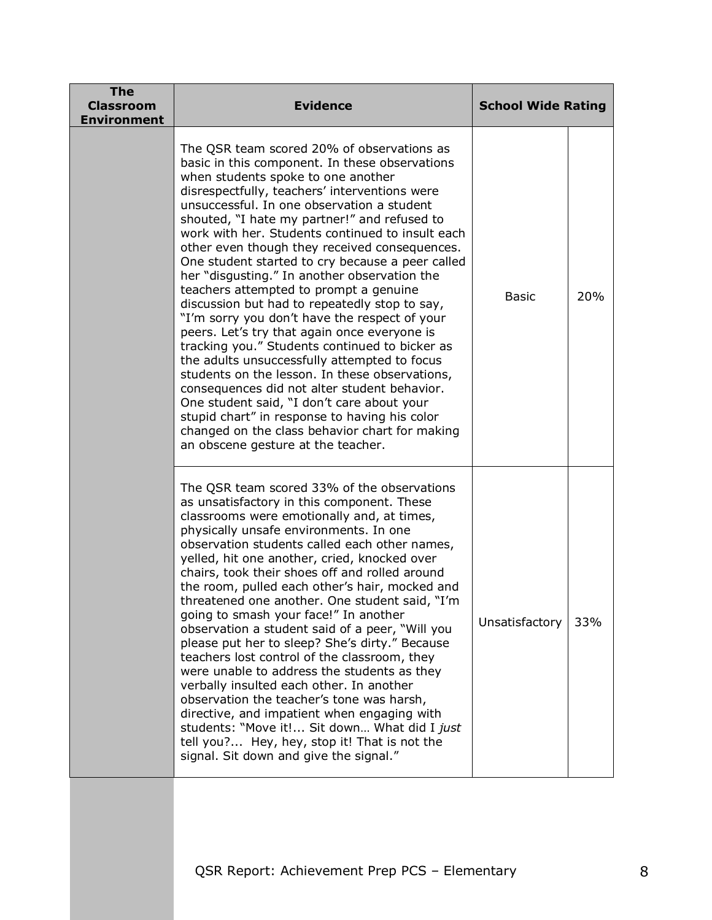| The Classroom Environment | Evidence | School Wide Rating | |
|---|---|---|---|
| | The QSR team scored 20% of observations as basic in this component. In these observations when students spoke to one another disrespectfully, teachers' interventions were unsuccessful. In one observation a student shouted, "I hate my partner!" and refused to work with her. Students continued to insult each other even though they received consequences. One student started to cry because a peer called her "disgusting." In another observation the teachers attempted to prompt a genuine discussion but had to repeatedly stop to say, "I'm sorry you don't have the respect of your peers. Let's try that again once everyone is tracking you." Students continued to bicker as the adults unsuccessfully attempted to focus students on the lesson. In these observations, consequences did not alter student behavior. One student said, "I don't care about your stupid chart" in response to having his color changed on the class behavior chart for making an obscene gesture at the teacher. | Basic | 20% |
| | The QSR team scored 33% of the observations as unsatisfactory in this component. These classrooms were emotionally and, at times, physically unsafe environments. In one observation students called each other names, yelled, hit one another, cried, knocked over chairs, took their shoes off and rolled around the room, pulled each other's hair, mocked and threatened one another. One student said, "I'm going to smash your face!" In another observation a student said of a peer, "Will you please put her to sleep? She's dirty." Because teachers lost control of the classroom, they were unable to address the students as they verbally insulted each other. In another observation the teacher's tone was harsh, directive, and impatient when engaging with students: "Move it!... Sit down… What did I *just* tell you?... Hey, hey, stop it! That is not the signal. Sit down and give the signal." | Unsatisfactory | 33% |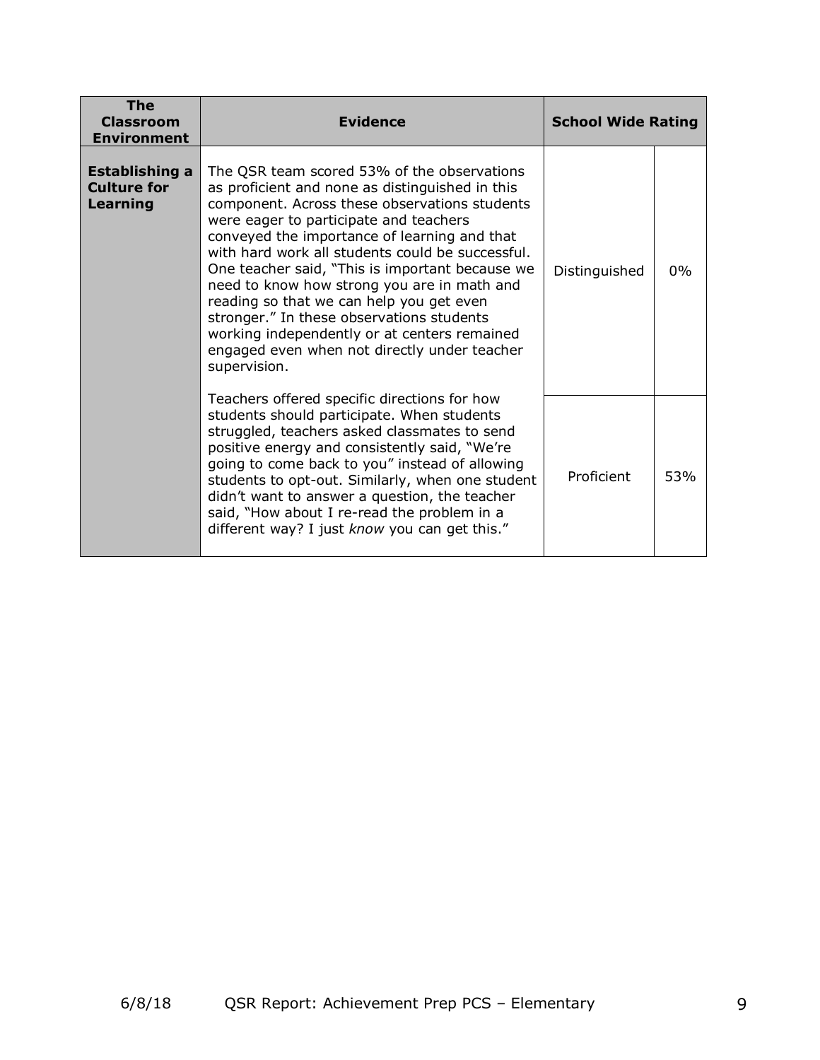| The Classroom Environment | Evidence | School Wide Rating | |
|---|---|---|---|
| **Establishing a Culture for Learning** | The QSR team scored 53% of the observations as proficient and none as distinguished in this component. Across these observations students were eager to participate and teachers conveyed the importance of learning and that with hard work all students could be successful. One teacher said, "This is important because we need to know how strong you are in math and reading so that we can help you get even stronger." In these observations students working independently or at centers remained engaged even when not directly under teacher supervision.<br><br>Teachers offered specific directions for how students should participate. When students struggled, teachers asked classmates to send positive energy and consistently said, "We're going to come back to you" instead of allowing students to opt-out. Similarly, when one student didn't want to answer a question, the teacher said, "How about I re-read the problem in a different way? I just *know* you can get this." | Distinguished | 0% |
| | | Proficient | 53% |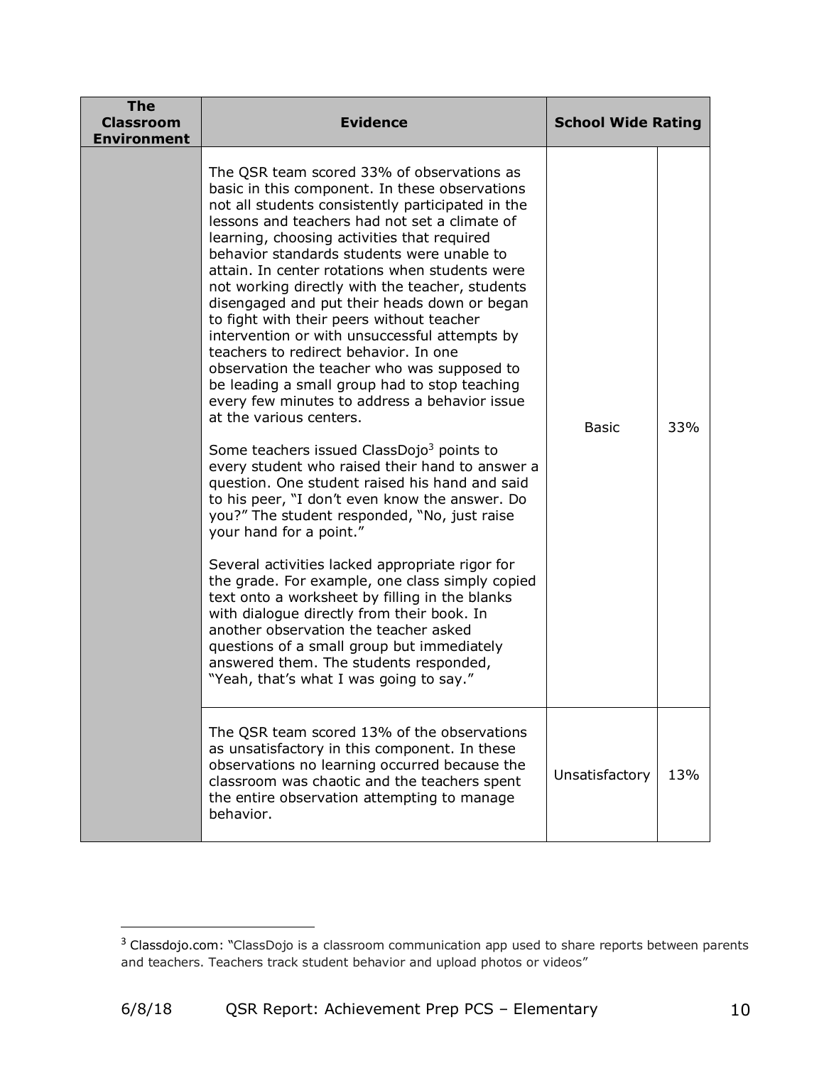| The Classroom Environment | Evidence | School Wide Rating | |
|---|---|---|---|
| | The QSR team scored 33% of observations as basic in this component. In these observations not all students consistently participated in the lessons and teachers had not set a climate of learning, choosing activities that required behavior standards students were unable to attain. In center rotations when students were not working directly with the teacher, students disengaged and put their heads down or began to fight with their peers without teacher intervention or with unsuccessful attempts by teachers to redirect behavior. In one observation the teacher who was supposed to be leading a small group had to stop teaching every few minutes to address a behavior issue at the various centers.<br><br>Some teachers issued ClassDojo[3] points to every student who raised their hand to answer a question. One student raised his hand and said to his peer, "I don't even know the answer. Do you?" The student responded, "No, just raise your hand for a point."<br><br>Several activities lacked appropriate rigor for the grade. For example, one class simply copied text onto a worksheet by filling in the blanks with dialogue directly from their book. In another observation the teacher asked questions of a small group but immediately answered them. The students responded, "Yeah, that's what I was going to say." | Basic | 33% |
| | The QSR team scored 13% of the observations as unsatisfactory in this component. In these observations no learning occurred because the classroom was chaotic and the teachers spent the entire observation attempting to manage behavior. | Unsatisfactory | 13% |

[3] Classdojo.com: "ClassDojo is a classroom communication app used to share reports between parents and teachers. Teachers track student behavior and upload photos or videos"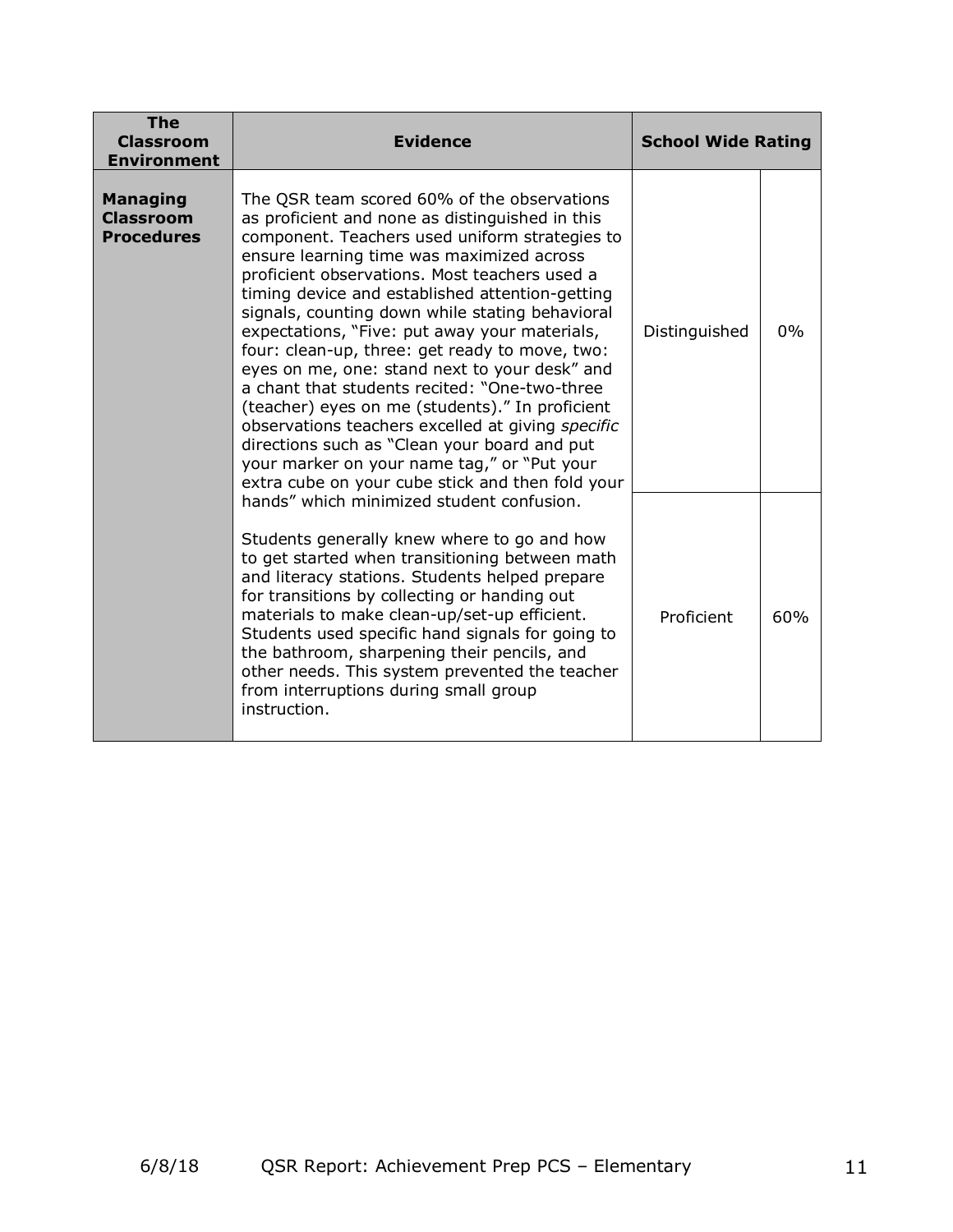| The Classroom Environment | Evidence | School Wide Rating | |
|---|---|---|---|
| **Managing Classroom Procedures** | The QSR team scored 60% of the observations as proficient and none as distinguished in this component. Teachers used uniform strategies to ensure learning time was maximized across proficient observations. Most teachers used a timing device and established attention-getting signals, counting down while stating behavioral expectations, "Five: put away your materials, four: clean-up, three: get ready to move, two: eyes on me, one: stand next to your desk" and a chant that students recited: "One-two-three (teacher) eyes on me (students)." In proficient observations teachers excelled at giving *specific* directions such as "Clean your board and put your marker on your name tag," or "Put your extra cube on your cube stick and then fold your hands" which minimized student confusion.<br><br>Students generally knew where to go and how to get started when transitioning between math and literacy stations. Students helped prepare for transitions by collecting or handing out materials to make clean-up/set-up efficient. Students used specific hand signals for going to the bathroom, sharpening their pencils, and other needs. This system prevented the teacher from interruptions during small group instruction. | Distinguished | 0% |
| | | Proficient | 60% |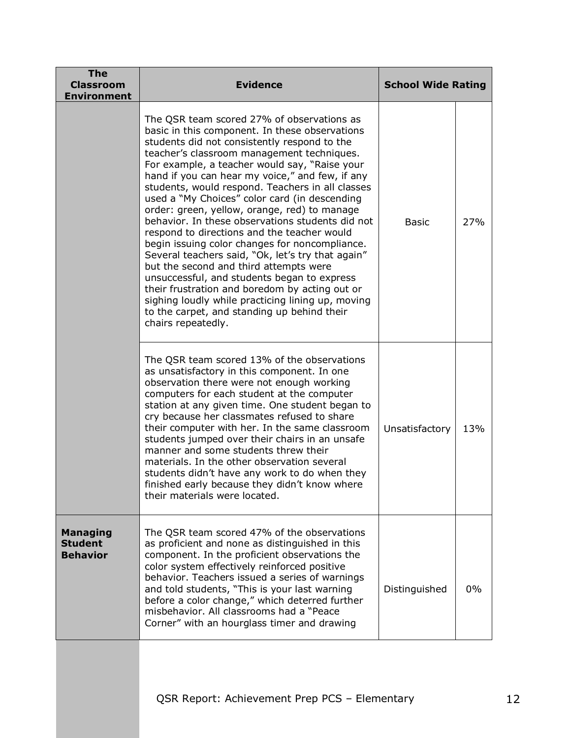| The Classroom Environment | Evidence | School Wide Rating | |
|---|---|---|---|
| | The QSR team scored 27% of observations as basic in this component. In these observations students did not consistently respond to the teacher's classroom management techniques. For example, a teacher would say, "Raise your hand if you can hear my voice," and few, if any students, would respond. Teachers in all classes used a "My Choices" color card (in descending order: green, yellow, orange, red) to manage behavior. In these observations students did not respond to directions and the teacher would begin issuing color changes for noncompliance. Several teachers said, "Ok, let's try that again" but the second and third attempts were unsuccessful, and students began to express their frustration and boredom by acting out or sighing loudly while practicing lining up, moving to the carpet, and standing up behind their chairs repeatedly. | Basic | 27% |
| | The QSR team scored 13% of the observations as unsatisfactory in this component. In one observation there were not enough working computers for each student at the computer station at any given time. One student began to cry because her classmates refused to share their computer with her. In the same classroom students jumped over their chairs in an unsafe manner and some students threw their materials. In the other observation several students didn't have any work to do when they finished early because they didn't know where their materials were located. | Unsatisfactory | 13% |
| **Managing Student Behavior** | The QSR team scored 47% of the observations as proficient and none as distinguished in this component. In the proficient observations the color system effectively reinforced positive behavior. Teachers issued a series of warnings and told students, "This is your last warning before a color change," which deterred further misbehavior. All classrooms had a "Peace Corner" with an hourglass timer and drawing | Distinguished | 0% |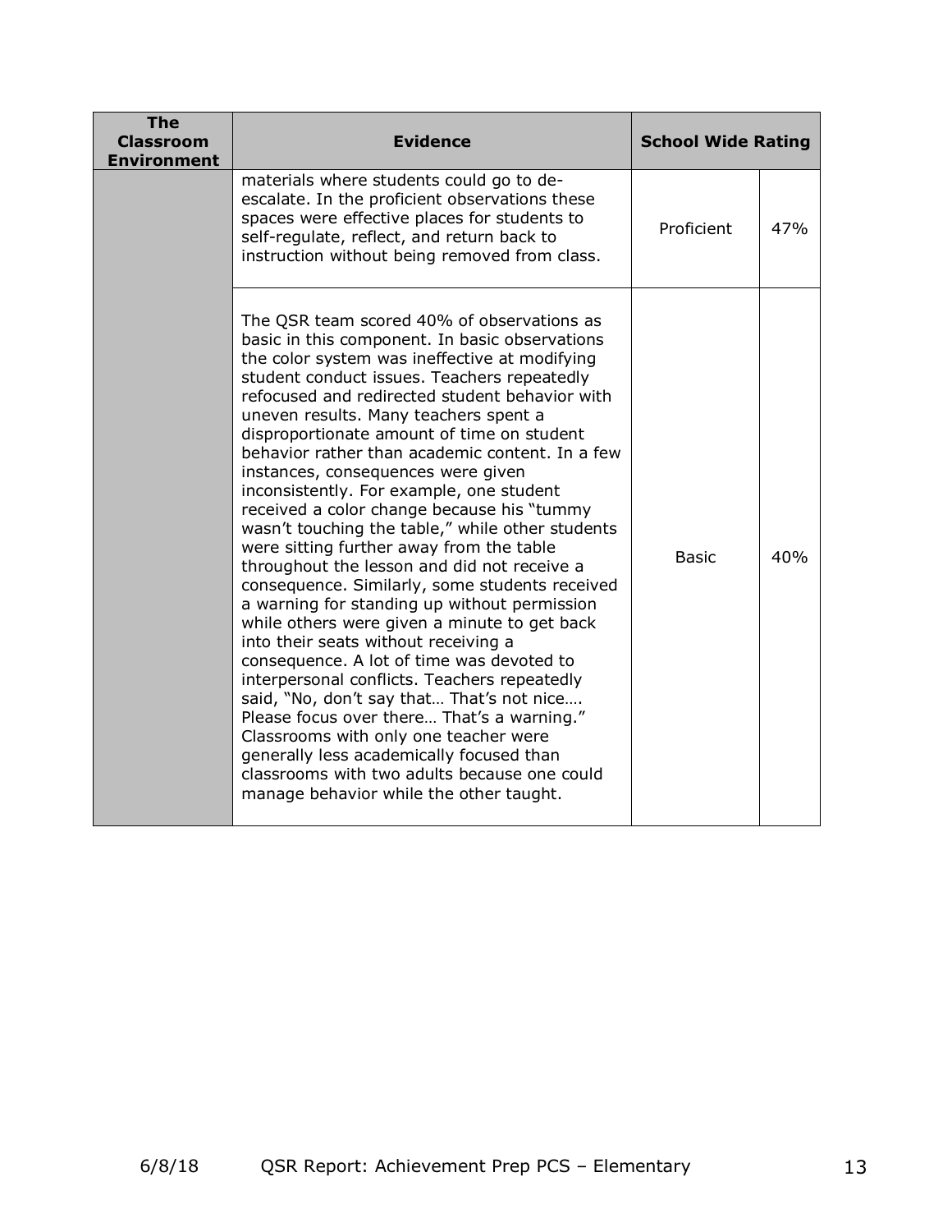| The Classroom Environment | Evidence | School Wide Rating | |
|---|---|---|---|
| | materials where students could go to de-escalate. In the proficient observations these spaces were effective places for students to self-regulate, reflect, and return back to instruction without being removed from class. | Proficient | 47% |
| | The QSR team scored 40% of observations as basic in this component. In basic observations the color system was ineffective at modifying student conduct issues. Teachers repeatedly refocused and redirected student behavior with uneven results. Many teachers spent a disproportionate amount of time on student behavior rather than academic content. In a few instances, consequences were given inconsistently. For example, one student received a color change because his "tummy wasn't touching the table," while other students were sitting further away from the table throughout the lesson and did not receive a consequence. Similarly, some students received a warning for standing up without permission while others were given a minute to get back into their seats without receiving a consequence. A lot of time was devoted to interpersonal conflicts. Teachers repeatedly said, "No, don't say that… That's not nice…. Please focus over there… That's a warning." Classrooms with only one teacher were generally less academically focused than classrooms with two adults because one could manage behavior while the other taught. | Basic | 40% |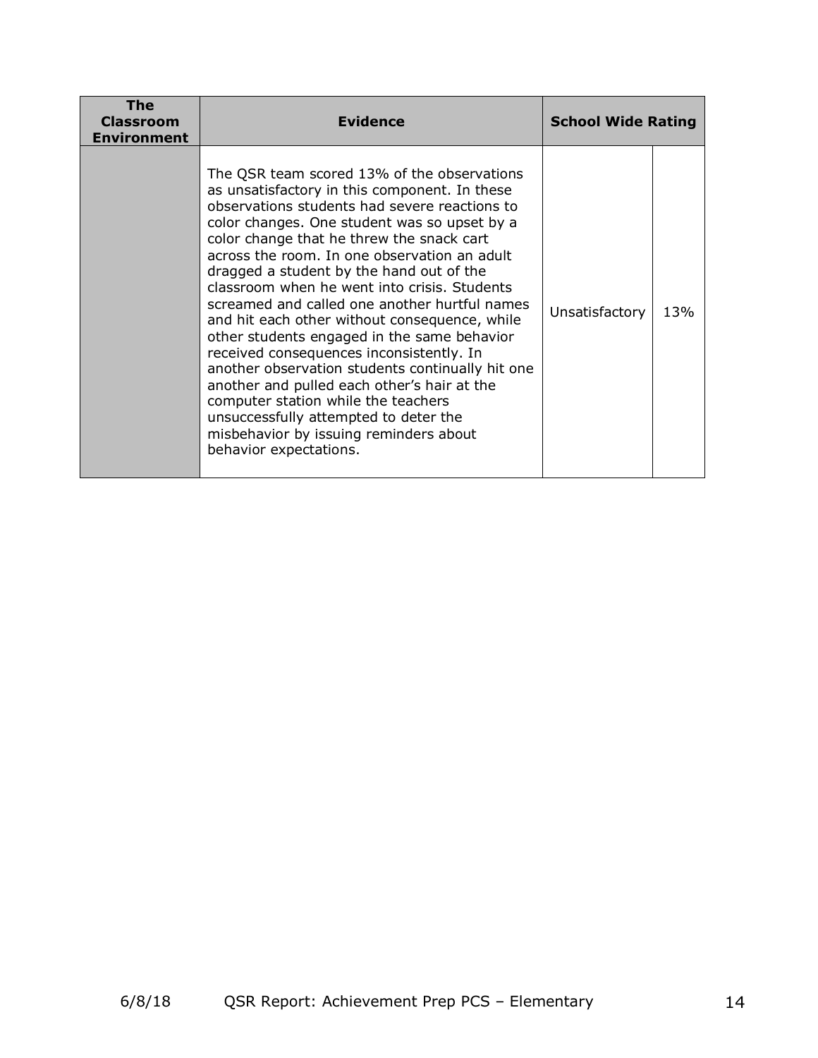| The Classroom Environment | Evidence | School Wide Rating | |
|---|---|---|---|
| | The QSR team scored 13% of the observations as unsatisfactory in this component. In these observations students had severe reactions to color changes. One student was so upset by a color change that he threw the snack cart across the room. In one observation an adult dragged a student by the hand out of the classroom when he went into crisis. Students screamed and called one another hurtful names and hit each other without consequence, while other students engaged in the same behavior received consequences inconsistently. In another observation students continually hit one another and pulled each other's hair at the computer station while the teachers unsuccessfully attempted to deter the misbehavior by issuing reminders about behavior expectations. | Unsatisfactory | 13% |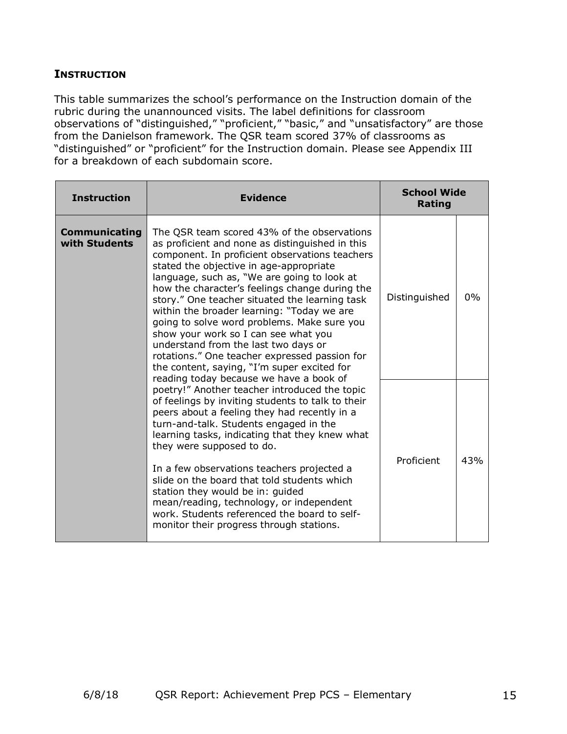## INSTRUCTION

This table summarizes the school's performance on the Instruction domain of the rubric during the unannounced visits. The label definitions for classroom observations of "distinguished," "proficient," "basic," and "unsatisfactory" are those from the Danielson framework. The QSR team scored 37% of classrooms as "distinguished" or "proficient" for the Instruction domain. Please see Appendix III for a breakdown of each subdomain score.

| Instruction | Evidence | School Wide Rating | |
|---|---|---|---|
| **Communicating with Students** | The QSR team scored 43% of the observations as proficient and none as distinguished in this component. In proficient observations teachers stated the objective in age-appropriate language, such as, "We are going to look at how the character's feelings change during the story." One teacher situated the learning task within the broader learning: "Today we are going to solve word problems. Make sure you show your work so I can see what you understand from the last two days or rotations." One teacher expressed passion for the content, saying, "I'm super excited for reading today because we have a book of poetry!" Another teacher introduced the topic of feelings by inviting students to talk to their peers about a feeling they had recently in a turn-and-talk. Students engaged in the learning tasks, indicating that they knew what they were supposed to do.<br><br>In a few observations teachers projected a slide on the board that told students which station they would be in: guided mean/reading, technology, or independent work. Students referenced the board to self-monitor their progress through stations. | Distinguished | 0% |
| | | Proficient | 43% |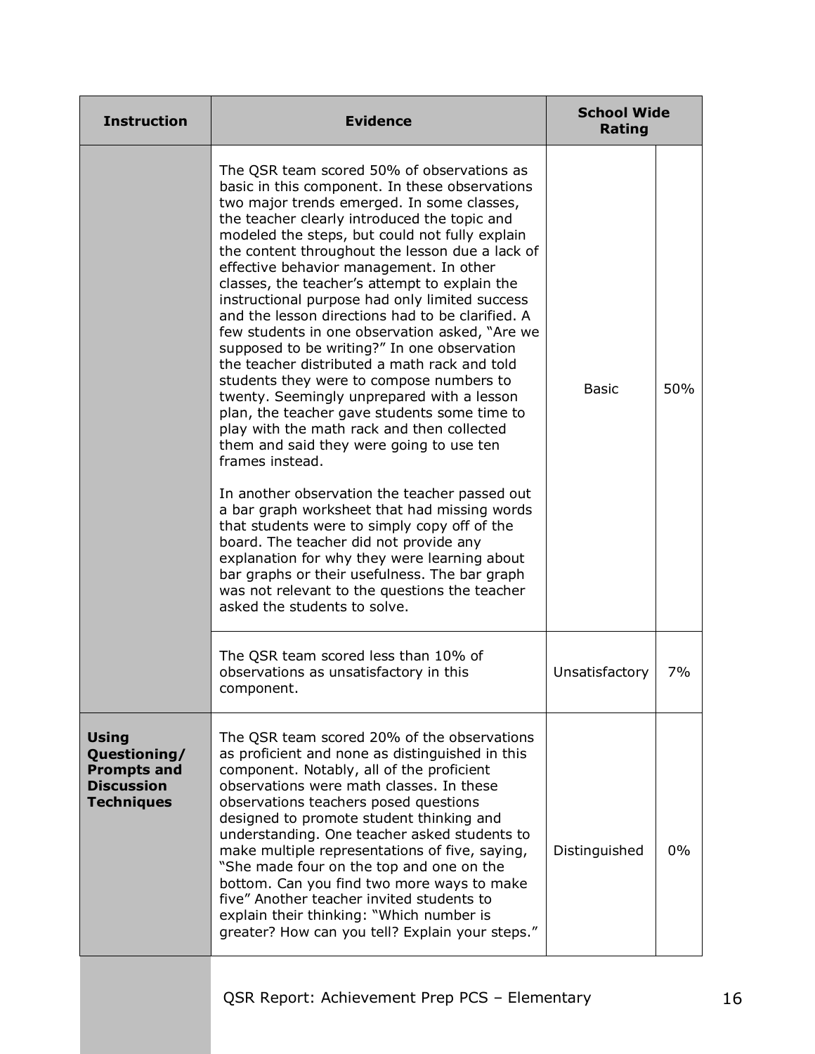| Instruction | Evidence | School Wide Rating | |
|---|---|---|---|
| | The QSR team scored 50% of observations as basic in this component. In these observations two major trends emerged. In some classes, the teacher clearly introduced the topic and modeled the steps, but could not fully explain the content throughout the lesson due a lack of effective behavior management. In other classes, the teacher's attempt to explain the instructional purpose had only limited success and the lesson directions had to be clarified. A few students in one observation asked, "Are we supposed to be writing?" In one observation the teacher distributed a math rack and told students they were to compose numbers to twenty. Seemingly unprepared with a lesson plan, the teacher gave students some time to play with the math rack and then collected them and said they were going to use ten frames instead.<br><br>In another observation the teacher passed out a bar graph worksheet that had missing words that students were to simply copy off of the board. The teacher did not provide any explanation for why they were learning about bar graphs or their usefulness. The bar graph was not relevant to the questions the teacher asked the students to solve. | Basic | 50% |
| | The QSR team scored less than 10% of observations as unsatisfactory in this component. | Unsatisfactory | 7% |
| **Using Questioning/ Prompts and Discussion Techniques** | The QSR team scored 20% of the observations as proficient and none as distinguished in this component. Notably, all of the proficient observations were math classes. In these observations teachers posed questions designed to promote student thinking and understanding. One teacher asked students to make multiple representations of five, saying, "She made four on the top and one on the bottom. Can you find two more ways to make five" Another teacher invited students to explain their thinking: "Which number is greater? How can you tell? Explain your steps." | Distinguished | 0% |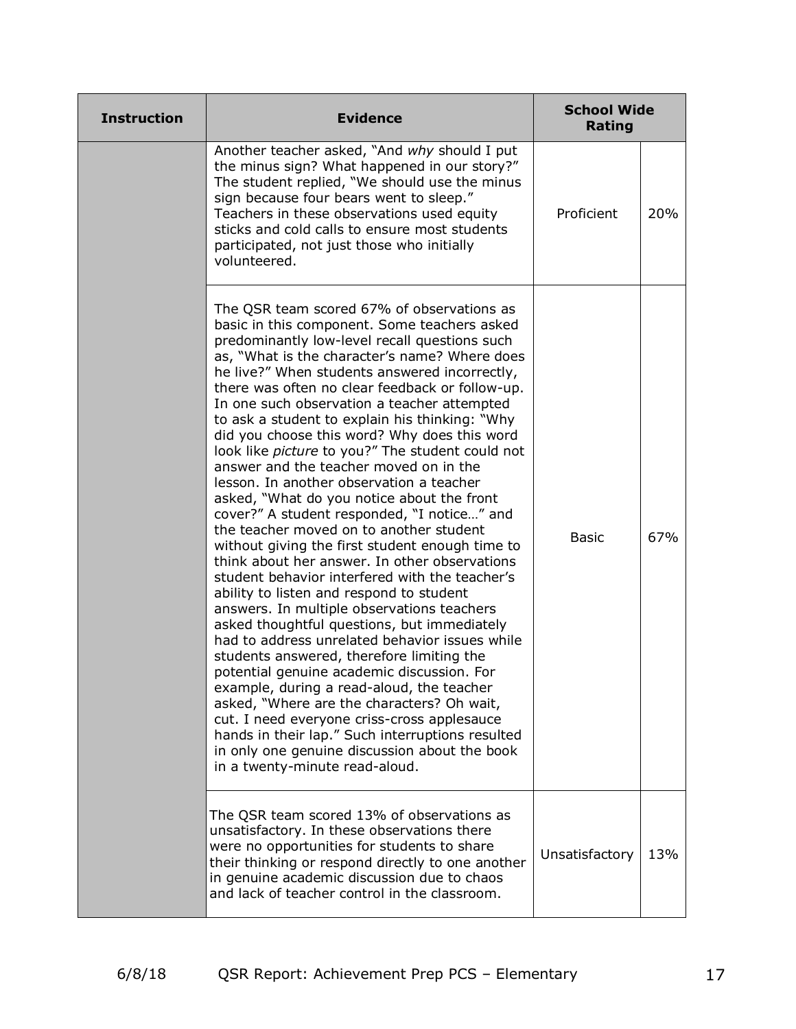| Instruction | Evidence | School Wide Rating | |
|---|---|---|---|
| | Another teacher asked, "And *why* should I put the minus sign? What happened in our story?" The student replied, "We should use the minus sign because four bears went to sleep." Teachers in these observations used equity sticks and cold calls to ensure most students participated, not just those who initially volunteered. | Proficient | 20% |
| | The QSR team scored 67% of observations as basic in this component. Some teachers asked predominantly low-level recall questions such as, "What is the character's name? Where does he live?" When students answered incorrectly, there was often no clear feedback or follow-up. In one such observation a teacher attempted to ask a student to explain his thinking: "Why did you choose this word? Why does this word look like *picture* to you?" The student could not answer and the teacher moved on in the lesson. In another observation a teacher asked, "What do you notice about the front cover?" A student responded, "I notice…" and the teacher moved on to another student without giving the first student enough time to think about her answer. In other observations student behavior interfered with the teacher's ability to listen and respond to student answers. In multiple observations teachers asked thoughtful questions, but immediately had to address unrelated behavior issues while students answered, therefore limiting the potential genuine academic discussion. For example, during a read-aloud, the teacher asked, "Where are the characters? Oh wait, cut. I need everyone criss-cross applesauce hands in their lap." Such interruptions resulted in only one genuine discussion about the book in a twenty-minute read-aloud. | Basic | 67% |
| | The QSR team scored 13% of observations as unsatisfactory. In these observations there were no opportunities for students to share their thinking or respond directly to one another in genuine academic discussion due to chaos and lack of teacher control in the classroom. | Unsatisfactory | 13% |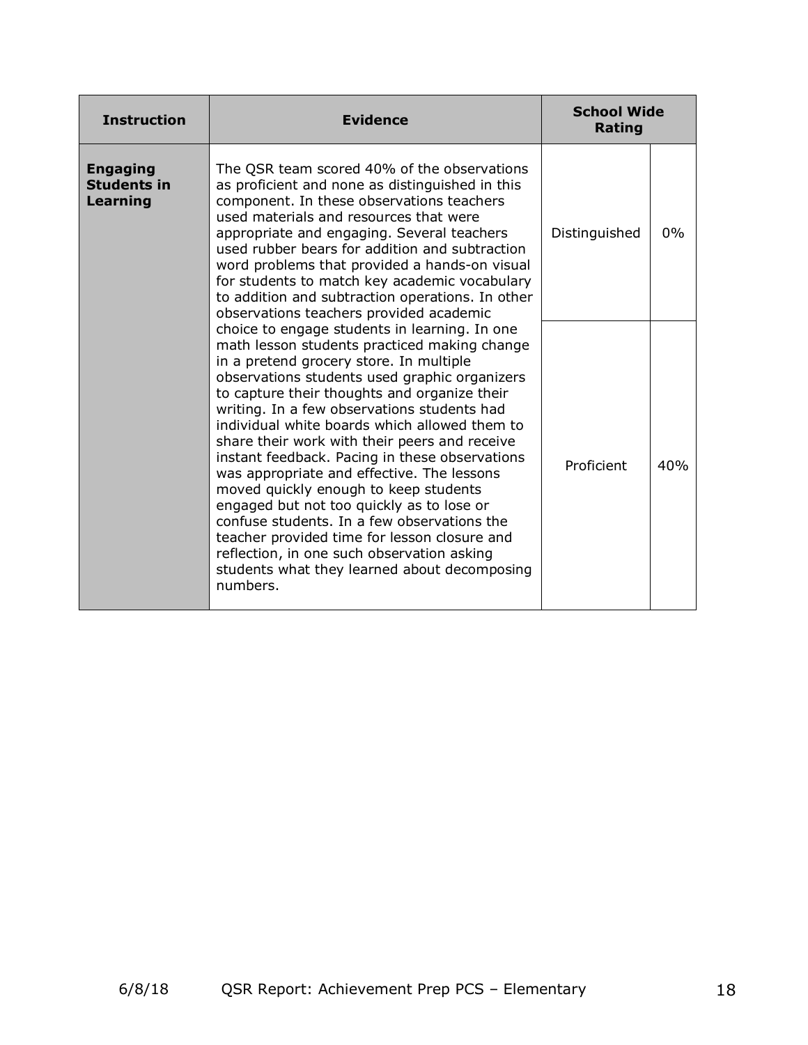| Instruction | Evidence | School Wide Rating | |
|---|---|---|---|
| **Engaging Students in Learning** | The QSR team scored 40% of the observations as proficient and none as distinguished in this component. In these observations teachers used materials and resources that were appropriate and engaging. Several teachers used rubber bears for addition and subtraction word problems that provided a hands-on visual for students to match key academic vocabulary to addition and subtraction operations. In other observations teachers provided academic choice to engage students in learning. In one math lesson students practiced making change in a pretend grocery store. In multiple observations students used graphic organizers to capture their thoughts and organize their writing. In a few observations students had individual white boards which allowed them to share their work with their peers and receive instant feedback. Pacing in these observations was appropriate and effective. The lessons moved quickly enough to keep students engaged but not too quickly as to lose or confuse students. In a few observations the teacher provided time for lesson closure and reflection, in one such observation asking students what they learned about decomposing numbers. | Distinguished | 0% |
| | | Proficient | 40% |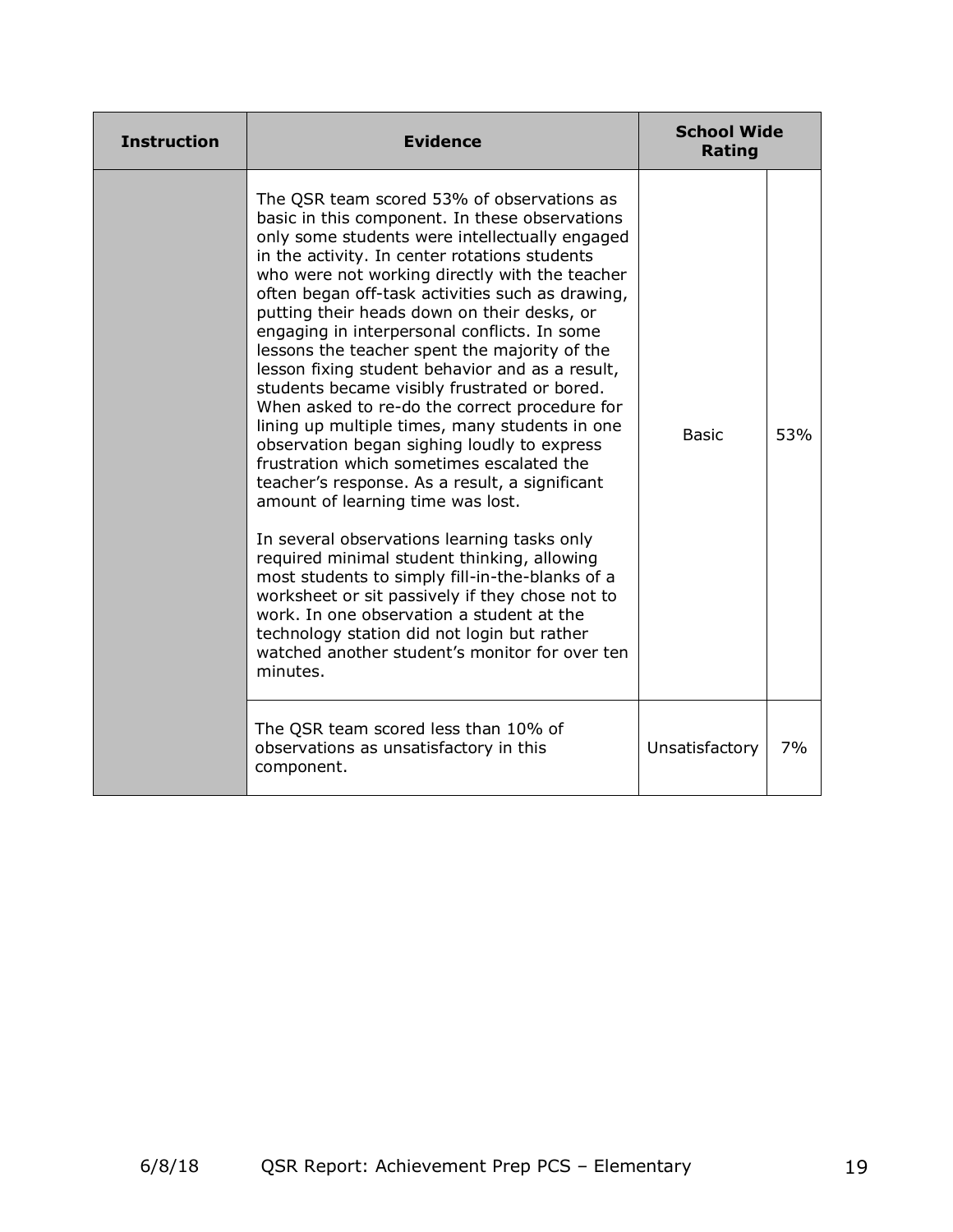| Instruction | Evidence | School Wide Rating | |
|---|---|---|---|
| | The QSR team scored 53% of observations as basic in this component. In these observations only some students were intellectually engaged in the activity. In center rotations students who were not working directly with the teacher often began off-task activities such as drawing, putting their heads down on their desks, or engaging in interpersonal conflicts. In some lessons the teacher spent the majority of the lesson fixing student behavior and as a result, students became visibly frustrated or bored. When asked to re-do the correct procedure for lining up multiple times, many students in one observation began sighing loudly to express frustration which sometimes escalated the teacher's response. As a result, a significant amount of learning time was lost.<br><br>In several observations learning tasks only required minimal student thinking, allowing most students to simply fill-in-the-blanks of a worksheet or sit passively if they chose not to work. In one observation a student at the technology station did not login but rather watched another student's monitor for over ten minutes. | Basic | 53% |
| | The QSR team scored less than 10% of observations as unsatisfactory in this component. | Unsatisfactory | 7% |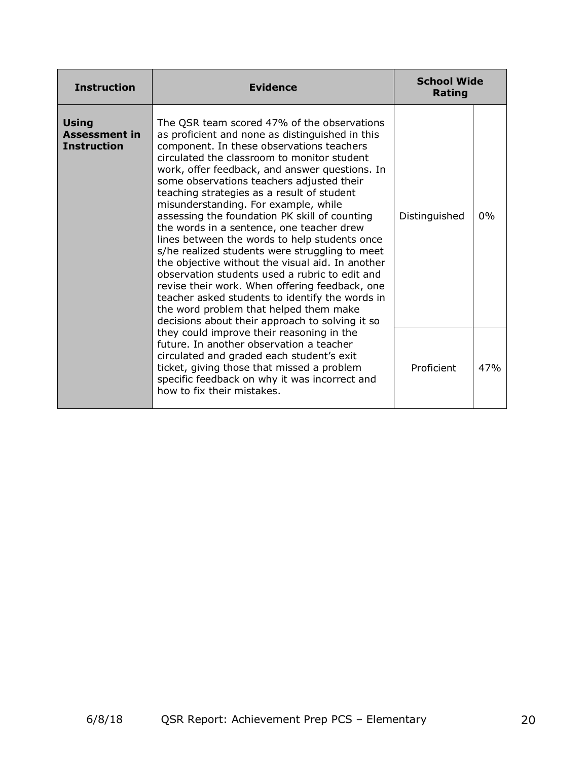| Instruction | Evidence | School Wide Rating | |
|---|---|---|---|
| **Using Assessment in Instruction** | The QSR team scored 47% of the observations as proficient and none as distinguished in this component. In these observations teachers circulated the classroom to monitor student work, offer feedback, and answer questions. In some observations teachers adjusted their teaching strategies as a result of student misunderstanding. For example, while assessing the foundation PK skill of counting the words in a sentence, one teacher drew lines between the words to help students once s/he realized students were struggling to meet the objective without the visual aid. In another observation students used a rubric to edit and revise their work. When offering feedback, one teacher asked students to identify the words in the word problem that helped them make decisions about their approach to solving it so they could improve their reasoning in the future. In another observation a teacher circulated and graded each student's exit ticket, giving those that missed a problem specific feedback on why it was incorrect and how to fix their mistakes. | Distinguished | 0% |
| | | Proficient | 47% |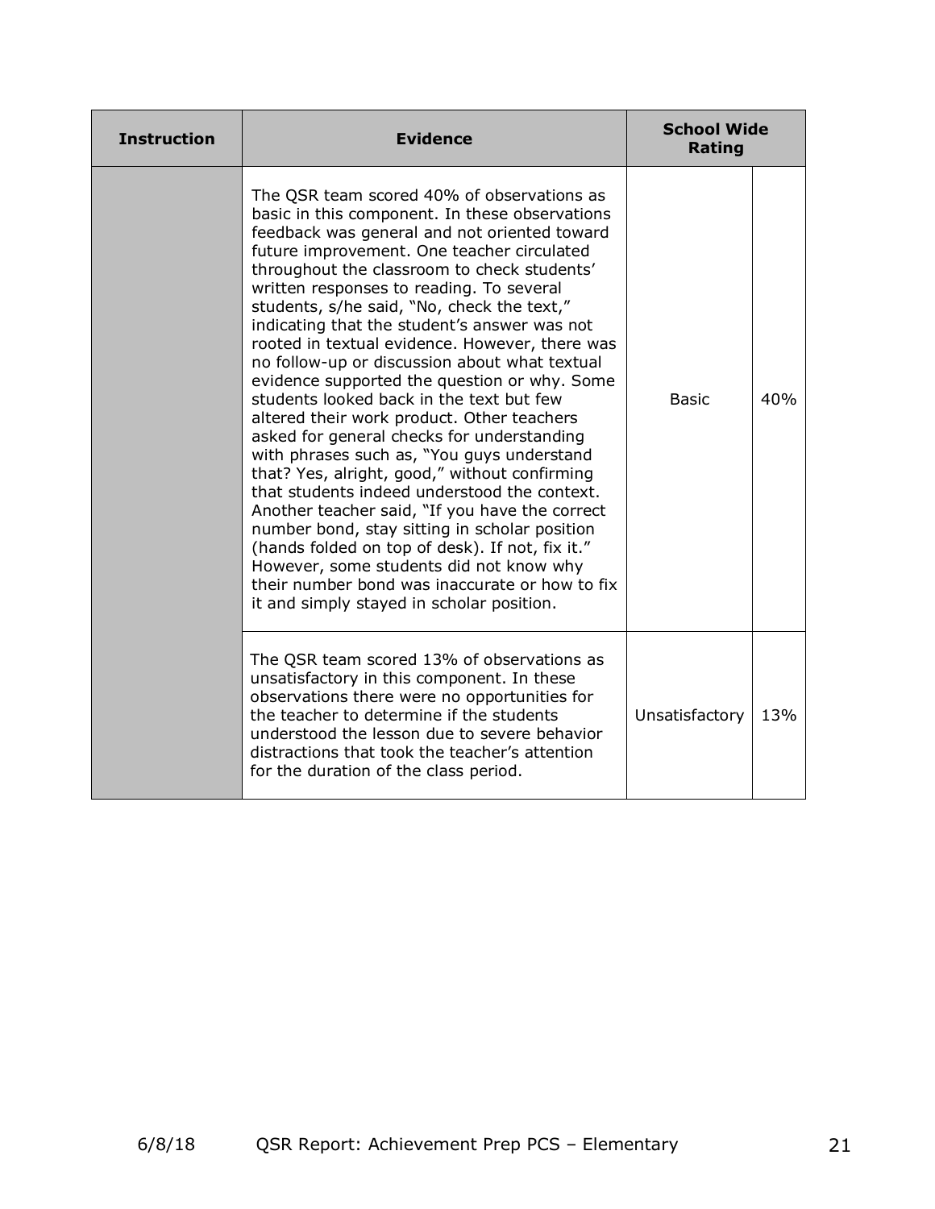| Instruction | Evidence | School Wide Rating | |
|---|---|---|---|
| | The QSR team scored 40% of observations as basic in this component. In these observations feedback was general and not oriented toward future improvement. One teacher circulated throughout the classroom to check students' written responses to reading. To several students, s/he said, "No, check the text," indicating that the student's answer was not rooted in textual evidence. However, there was no follow-up or discussion about what textual evidence supported the question or why. Some students looked back in the text but few altered their work product. Other teachers asked for general checks for understanding with phrases such as, "You guys understand that? Yes, alright, good," without confirming that students indeed understood the context. Another teacher said, "If you have the correct number bond, stay sitting in scholar position (hands folded on top of desk). If not, fix it." However, some students did not know why their number bond was inaccurate or how to fix it and simply stayed in scholar position. | Basic | 40% |
| | The QSR team scored 13% of observations as unsatisfactory in this component. In these observations there were no opportunities for the teacher to determine if the students understood the lesson due to severe behavior distractions that took the teacher's attention for the duration of the class period. | Unsatisfactory | 13% |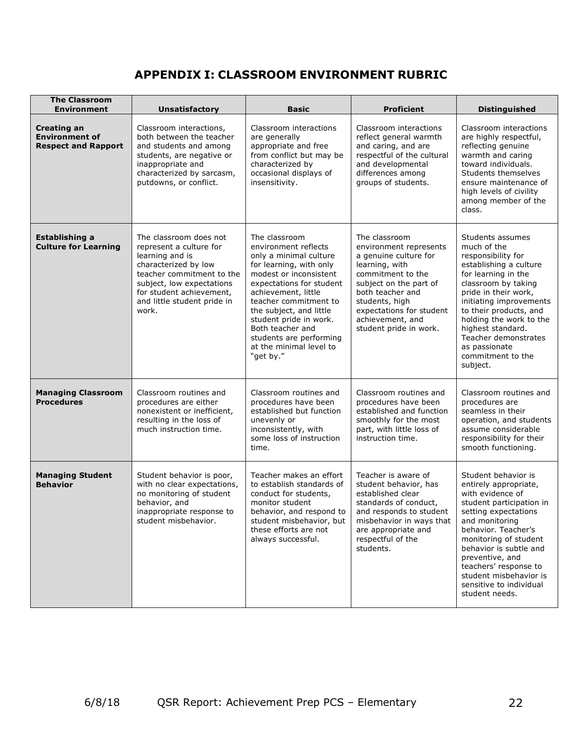# APPENDIX I: CLASSROOM ENVIRONMENT RUBRIC

| The Classroom Environment | Unsatisfactory | Basic | Proficient | Distinguished |
|---|---|---|---|---|
| **Creating an Environment of Respect and Rapport** | Classroom interactions, both between the teacher and students and among students, are negative or inappropriate and characterized by sarcasm, putdowns, or conflict. | Classroom interactions are generally appropriate and free from conflict but may be characterized by occasional displays of insensitivity. | Classroom interactions reflect general warmth and caring, and are respectful of the cultural and developmental differences among groups of students. | Classroom interactions are highly respectful, reflecting genuine warmth and caring toward individuals. Students themselves ensure maintenance of high levels of civility among member of the class. |
| **Establishing a Culture for Learning** | The classroom does not represent a culture for learning and is characterized by low teacher commitment to the subject, low expectations for student achievement, and little student pride in work. | The classroom environment reflects only a minimal culture for learning, with only modest or inconsistent expectations for student achievement, little teacher commitment to the subject, and little student pride in work. Both teacher and students are performing at the minimal level to "get by." | The classroom environment represents a genuine culture for learning, with commitment to the subject on the part of both teacher and students, high expectations for student achievement, and student pride in work. | Students assumes much of the responsibility for establishing a culture for learning in the classroom by taking pride in their work, initiating improvements to their products, and holding the work to the highest standard. Teacher demonstrates as passionate commitment to the subject. |
| **Managing Classroom Procedures** | Classroom routines and procedures are either nonexistent or inefficient, resulting in the loss of much instruction time. | Classroom routines and procedures have been established but function unevenly or inconsistently, with some loss of instruction time. | Classroom routines and procedures have been established and function smoothly for the most part, with little loss of instruction time. | Classroom routines and procedures are seamless in their operation, and students assume considerable responsibility for their smooth functioning. |
| **Managing Student Behavior** | Student behavior is poor, with no clear expectations, no monitoring of student behavior, and inappropriate response to student misbehavior. | Teacher makes an effort to establish standards of conduct for students, monitor student behavior, and respond to student misbehavior, but these efforts are not always successful. | Teacher is aware of student behavior, has established clear standards of conduct, and responds to student misbehavior in ways that are appropriate and respectful of the students. | Student behavior is entirely appropriate, with evidence of student participation in setting expectations and monitoring behavior. Teacher's monitoring of student behavior is subtle and preventive, and teachers' response to student misbehavior is sensitive to individual student needs. |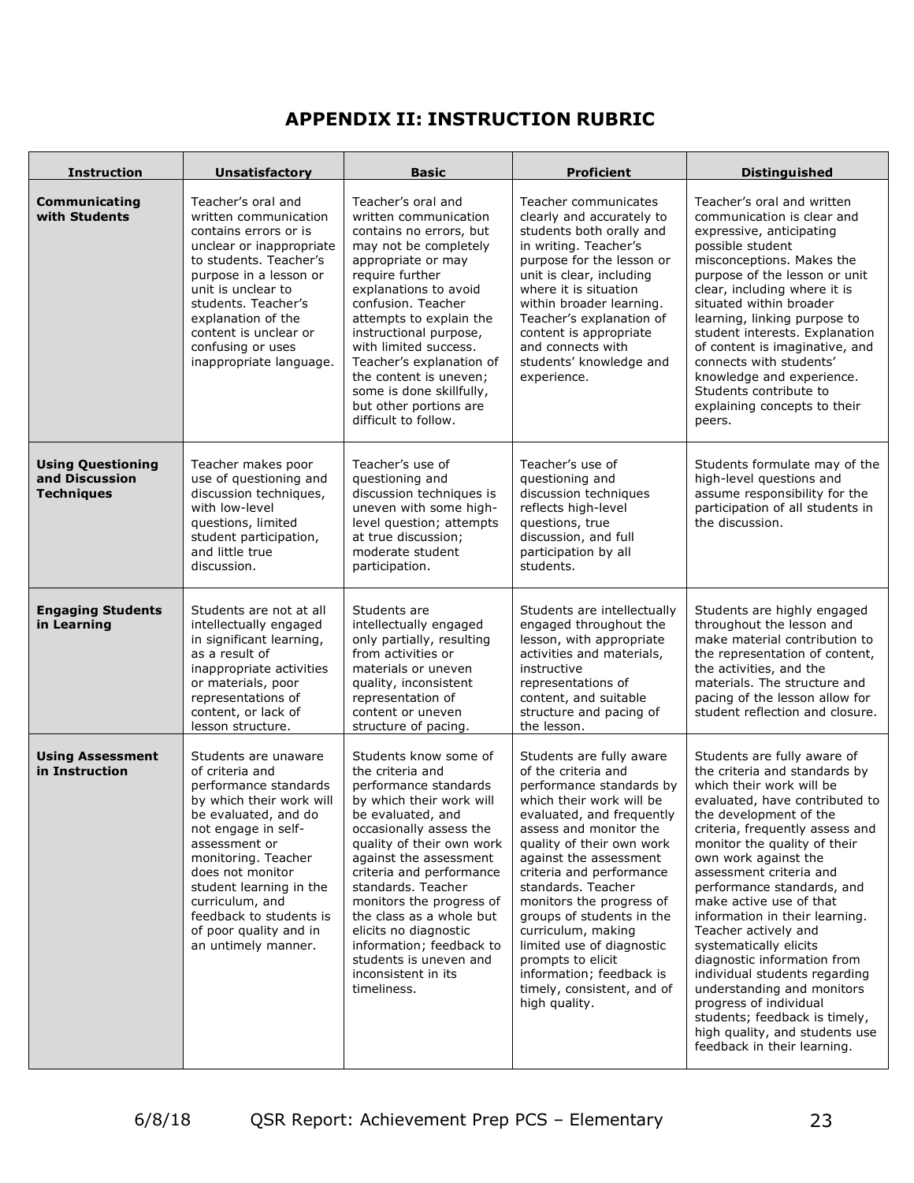## APPENDIX II: INSTRUCTION RUBRIC

| Instruction | Unsatisfactory | Basic | Proficient | Distinguished |
|---|---|---|---|---|
| **Communicating with Students** | Teacher's oral and written communication contains errors or is unclear or inappropriate to students. Teacher's purpose in a lesson or unit is unclear to students. Teacher's explanation of the content is unclear or confusing or uses inappropriate language. | Teacher's oral and written communication contains no errors, but may not be completely appropriate or may require further explanations to avoid confusion. Teacher attempts to explain the instructional purpose, with limited success. Teacher's explanation of the content is uneven; some is done skillfully, but other portions are difficult to follow. | Teacher communicates clearly and accurately to students both orally and in writing. Teacher's purpose for the lesson or unit is clear, including where it is situation within broader learning. Teacher's explanation of content is appropriate and connects with students' knowledge and experience. | Teacher's oral and written communication is clear and expressive, anticipating possible student misconceptions. Makes the purpose of the lesson or unit clear, including where it is situated within broader learning, linking purpose to student interests. Explanation of content is imaginative, and connects with students' knowledge and experience. Students contribute to explaining concepts to their peers. |
| **Using Questioning and Discussion Techniques** | Teacher makes poor use of questioning and discussion techniques, with low-level questions, limited student participation, and little true discussion. | Teacher's use of questioning and discussion techniques is uneven with some high-level question; attempts at true discussion; moderate student participation. | Teacher's use of questioning and discussion techniques reflects high-level questions, true discussion, and full participation by all students. | Students formulate may of the high-level questions and assume responsibility for the participation of all students in the discussion. |
| **Engaging Students in Learning** | Students are not at all intellectually engaged in significant learning, as a result of inappropriate activities or materials, poor representations of content, or lack of lesson structure. | Students are intellectually engaged only partially, resulting from activities or materials or uneven quality, inconsistent representation of content or uneven structure of pacing. | Students are intellectually engaged throughout the lesson, with appropriate activities and materials, instructive representations of content, and suitable structure and pacing of the lesson. | Students are highly engaged throughout the lesson and make material contribution to the representation of content, the activities, and the materials. The structure and pacing of the lesson allow for student reflection and closure. |
| **Using Assessment in Instruction** | Students are unaware of criteria and performance standards by which their work will be evaluated, and do not engage in self-assessment or monitoring. Teacher does not monitor student learning in the curriculum, and feedback to students is of poor quality and in an untimely manner. | Students know some of the criteria and performance standards by which their work will be evaluated, and occasionally assess the quality of their own work against the assessment criteria and performance standards. Teacher monitors the progress of the class as a whole but elicits no diagnostic information; feedback to students is uneven and inconsistent in its timeliness. | Students are fully aware of the criteria and performance standards by which their work will be evaluated, and frequently assess and monitor the quality of their own work against the assessment criteria and performance standards. Teacher monitors the progress of groups of students in the curriculum, making limited use of diagnostic prompts to elicit information; feedback is timely, consistent, and of high quality. | Students are fully aware of the criteria and standards by which their work will be evaluated, have contributed to the development of the criteria, frequently assess and monitor the quality of their own work against the assessment criteria and performance standards, and make active use of that information in their learning. Teacher actively and systematically elicits diagnostic information from individual students regarding understanding and monitors progress of individual students; feedback is timely, high quality, and students use feedback in their learning. |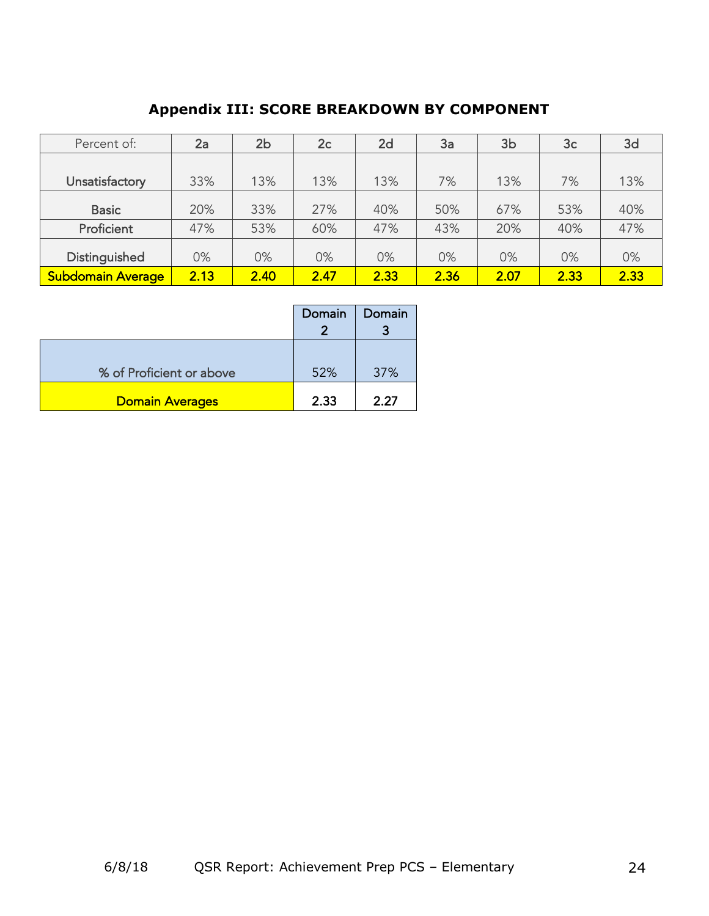## Appendix III: SCORE BREAKDOWN BY COMPONENT

| Percent of: | 2a | 2b | 2c | 2d | 3a | 3b | 3c | 3d |
|---|---|---|---|---|---|---|---|---|
| Unsatisfactory | 33% | 13% | 13% | 13% | 7% | 13% | 7% | 13% |
| Basic | 20% | 33% | 27% | 40% | 50% | 67% | 53% | 40% |
| Proficient | 47% | 53% | 60% | 47% | 43% | 20% | 40% | 47% |
| Distinguished | 0% | 0% | 0% | 0% | 0% | 0% | 0% | 0% |
| Subdomain Average | 2.13 | 2.40 | 2.47 | 2.33 | 2.36 | 2.07 | 2.33 | 2.33 |

| | Domain 2 | Domain 3 |
|---|---|---|
| % of Proficient or above | 52% | 37% |
| Domain Averages | 2.33 | 2.27 |